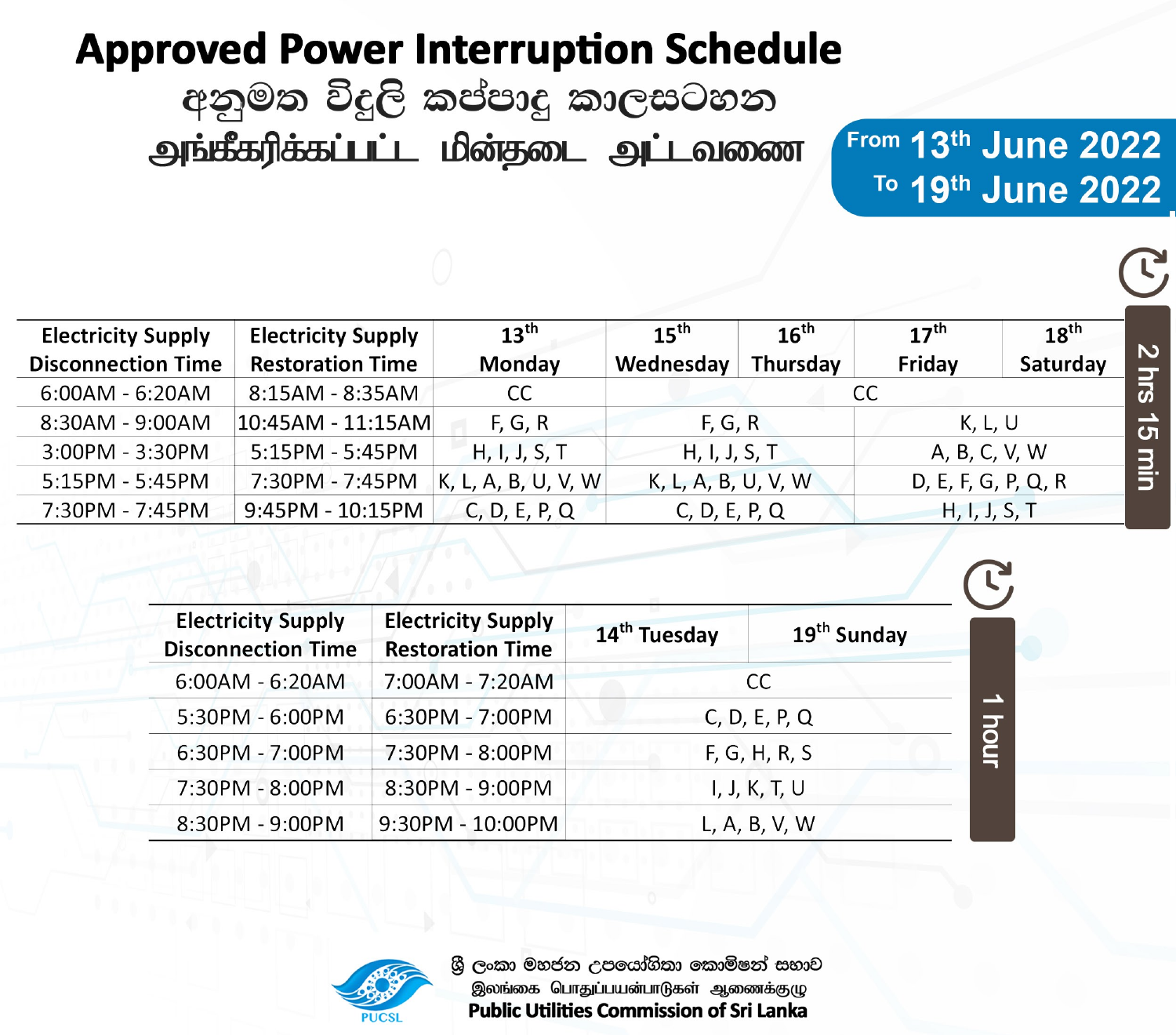# Approved Power Interruption Schedule

## අනුමත විදුලි කප්පාදු කාලසටහන

## அங்கீகரிக்கப்பட்ட மின்தடை அட்டவணை

**From 13th June 2022**
**To 19th June 2022**

**2 hrs 15 min**

| Electricity Supply Disconnection Time | Electricity Supply Restoration Time | 13th Monday | 15th Wednesday | 16th Thursday | 17th Friday | 18th Saturday |
|---|---|---|---|---|---|---|
| 6:00AM - 6:20AM | 8:15AM - 8:35AM | CC | CC | | | |
| 8:30AM - 9:00AM | 10:45AM - 11:15AM | F, G, R | F, G, R | | K, L, U | |
| 3:00PM - 3:30PM | 5:15PM - 5:45PM | H, I, J, S, T | H, I, J, S, T | | A, B, C, V, W | |
| 5:15PM - 5:45PM | 7:30PM - 7:45PM | K, L, A, B, U, V, W | K, L, A, B, U, V, W | | D, E, F, G, P, Q, R | |
| 7:30PM - 7:45PM | 9:45PM - 10:15PM | C, D, E, P, Q | C, D, E, P, Q | | H, I, J, S, T | |

**1 hour**

| Electricity Supply Disconnection Time | Electricity Supply Restoration Time | 14th Tuesday | 19th Sunday |
|---|---|---|---|
| 6:00AM - 6:20AM | 7:00AM - 7:20AM | CC | |
| 5:30PM - 6:00PM | 6:30PM - 7:00PM | C, D, E, P, Q | |
| 6:30PM - 7:00PM | 7:30PM - 8:00PM | F, G, H, R, S | |
| 7:30PM - 8:00PM | 8:30PM - 9:00PM | I, J, K, T, U | |
| 8:30PM - 9:00PM | 9:30PM - 10:00PM | L, A, B, V, W | |

PUCSL

ශ්‍රී ලංකා මහජන උපයෝගිතා කොමිෂන් සභාව
இலங்கை பொதுப்பயன்பாடுகள் ஆணைக்குழு
**Public Utilities Commission of Sri Lanka**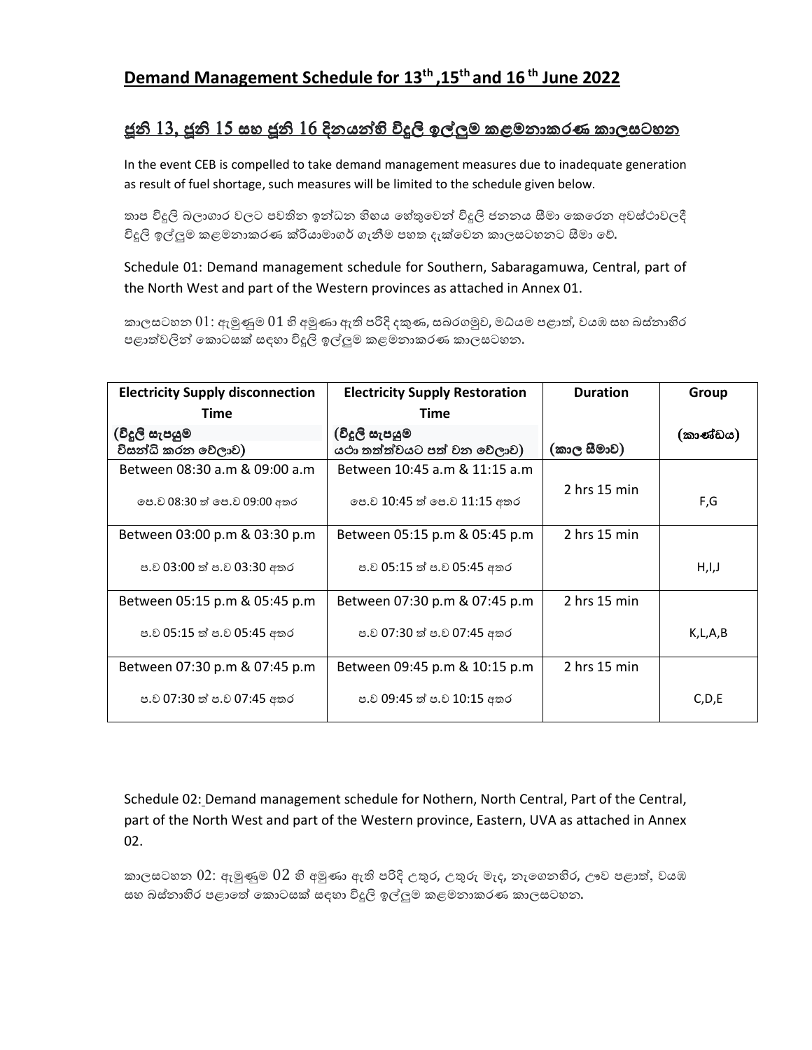## Demand Management Schedule for 13th ,15th and 16th June 2022

## ජූනි 13, ජූනි 15 සහ ජූනි 16 දිනයන්හි විදුලි ඉල්ලුම කළමනාකරණ කාලසටහන

In the event CEB is compelled to take demand management measures due to inadequate generation as result of fuel shortage, such measures will be limited to the schedule given below.

තාප විදුලි බලාගාර වලට පවතින ඉන්ධන හිඟය හේතුවෙන් විදුලි ජනනය සීමා කෙරෙන අවස්ථාවලදී විදුලි ඉල්ලුම කළමනාකරණ ක්‍රියාමාර්ග ගැනීම පහත දැක්වෙන කාලසටහනට සීමා වේ.

Schedule 01: Demand management schedule for Southern, Sabaragamuwa, Central, part of the North West and part of the Western provinces as attached in Annex 01.

කාලසටහන 01: ඇමුණුම 01 හි අමුණා ඇති පරිදි දකුණ, සබරගමුව, මධ්‍යම පළාත්, වයඹ සහ බස්නාහිර පළාත්වලින් කොටසක් සඳහා විදුලි ඉල්ලුම කළමනාකරණ කාලසටහන.

| Electricity Supply disconnection Time<br>(විදුලි සැපයුම විසන්ධි කරන වේලාව) | Electricity Supply Restoration Time<br>(විදුලි සැපයුම යථා තත්ත්වයට පත් වන වේලාව) | Duration<br>(කාල සීමාව) | Group<br>(කාණ්ඩය) |
|---|---|---|---|
| Between 08:30 a.m & 09:00 a.m<br>පෙ.ව 08:30 ත් පෙ.ව 09:00 අතර | Between 10:45 a.m & 11:15 a.m<br>පෙ.ව 10:45 ත් පෙ.ව 11:15 අතර | 2 hrs 15 min | F,G |
| Between 03:00 p.m & 03:30 p.m<br>ප.ව 03:00 ත් ප.ව 03:30 අතර | Between 05:15 p.m & 05:45 p.m<br>ප.ව 05:15 ත් ප.ව 05:45 අතර | 2 hrs 15 min | H,I,J |
| Between 05:15 p.m & 05:45 p.m<br>ප.ව 05:15 ත් ප.ව 05:45 අතර | Between 07:30 p.m & 07:45 p.m<br>ප.ව 07:30 ත් ප.ව 07:45 අතර | 2 hrs 15 min | K,L,A,B |
| Between 07:30 p.m & 07:45 p.m<br>ප.ව 07:30 ත් ප.ව 07:45 අතර | Between 09:45 p.m & 10:15 p.m<br>ප.ව 09:45 ත් ප.ව 10:15 අතර | 2 hrs 15 min | C,D,E |

Schedule 02: Demand management schedule for Nothern, North Central, Part of the Central, part of the North West and part of the Western province, Eastern, UVA as attached in Annex 02.

කාලසටහන 02: ඇමුණුම 02 හි අමුණා ඇති පරිදි උතුර, උතුරු මැද, නැගෙනහිර, ඌව පළාත්, වයඹ සහ බස්නාහිර පළාතේ කොටසක් සඳහා විදුලි ඉල්ලුම කළමනාකරණ කාලසටහන.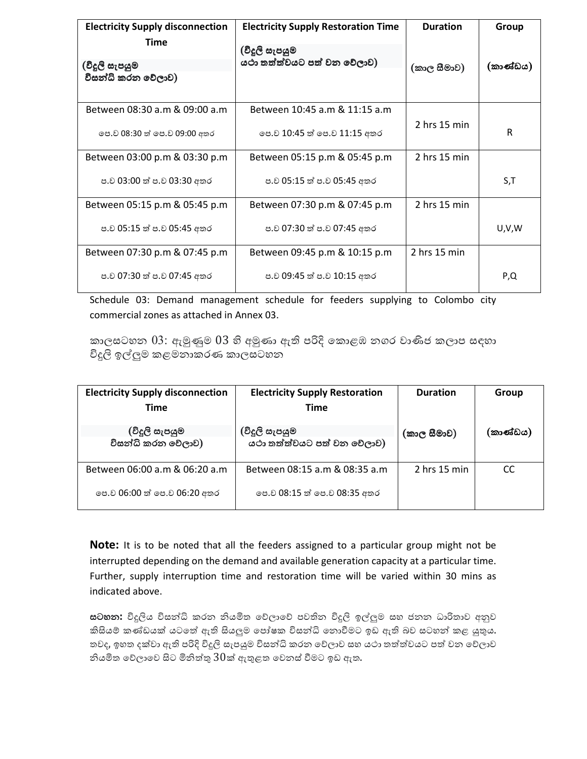| Electricity Supply disconnection Time (විදුලි සැපයුම විසන්ධි කරන වේලාව) | Electricity Supply Restoration Time (විදුලි සැපයුම යථා තත්ත්වයට පත් වන වේලාව) | Duration (කාල සීමාව) | Group (කාණ්ඩය) |
|---|---|---|---|
| Between 08:30 a.m & 09:00 a.m<br>පෙ.ව 08:30 ත් පෙ.ව 09:00 අතර | Between 10:45 a.m & 11:15 a.m<br>පෙ.ව 10:45 ත් පෙ.ව 11:15 අතර | 2 hrs 15 min | R |
| Between 03:00 p.m & 03:30 p.m<br>ප.ව 03:00 ත් ප.ව 03:30 අතර | Between 05:15 p.m & 05:45 p.m<br>ප.ව 05:15 ත් ප.ව 05:45 අතර | 2 hrs 15 min | S,T |
| Between 05:15 p.m & 05:45 p.m<br>ප.ව 05:15 ත් ප.ව 05:45 අතර | Between 07:30 p.m & 07:45 p.m<br>ප.ව 07:30 ත් ප.ව 07:45 අතර | 2 hrs 15 min | U,V,W |
| Between 07:30 p.m & 07:45 p.m<br>ප.ව 07:30 ත් ප.ව 07:45 අතර | Between 09:45 p.m & 10:15 p.m<br>ප.ව 09:45 ත් ප.ව 10:15 අතර | 2 hrs 15 min | P,Q |

Schedule 03: Demand management schedule for feeders supplying to Colombo city commercial zones as attached in Annex 03.

කාලසටහන 03: ඇමුණුම 03 හි අමුණා ඇති පරිදි කොළඹ නගර වාණිජ කලාප සඳහා විදුලි ඉල්ලුම කළමනාකරණ කාලසටහන

| Electricity Supply disconnection Time (විදුලි සැපයුම විසන්ධි කරන වේලාව) | Electricity Supply Restoration Time (විදුලි සැපයුම යථා තත්ත්වයට පත් වන වේලාව) | Duration (කාල සීමාව) | Group (කාණ්ඩය) |
|---|---|---|---|
| Between 06:00 a.m & 06:20 a.m<br>පෙ.ව 06:00 ත් පෙ.ව 06:20 අතර | Between 08:15 a.m & 08:35 a.m<br>පෙ.ව 08:15 ත් පෙ.ව 08:35 අතර | 2 hrs 15 min | CC |

**Note:** It is to be noted that all the feeders assigned to a particular group might not be interrupted depending on the demand and available generation capacity at a particular time. Further, supply interruption time and restoration time will be varied within 30 mins as indicated above.

**සටහන:** විදුලිය විසන්ධි කරන නියමිත වේලාවේ පවතින විදුලි ඉල්ලුම සහ ජනන ධාරිතාව අනුව කිසියම් කණ්ඩයක් යටතේ ඇති සියලුම පෝෂක විසන්ධි නොවීමට ඉඩ ඇති බව සටහන් කළ යුතුය. තවද, ඉහත දක්වා ඇති පරිදි විදුලි සැපයුම විසන්ධි කරන වේලාව සහ යථා තත්ත්වයට පත් වන වේලාව නියමිත වේලාවේ සිට මිනිත්තු 30ක් ඇතුළත වෙනස් වීමට ඉඩ ඇත.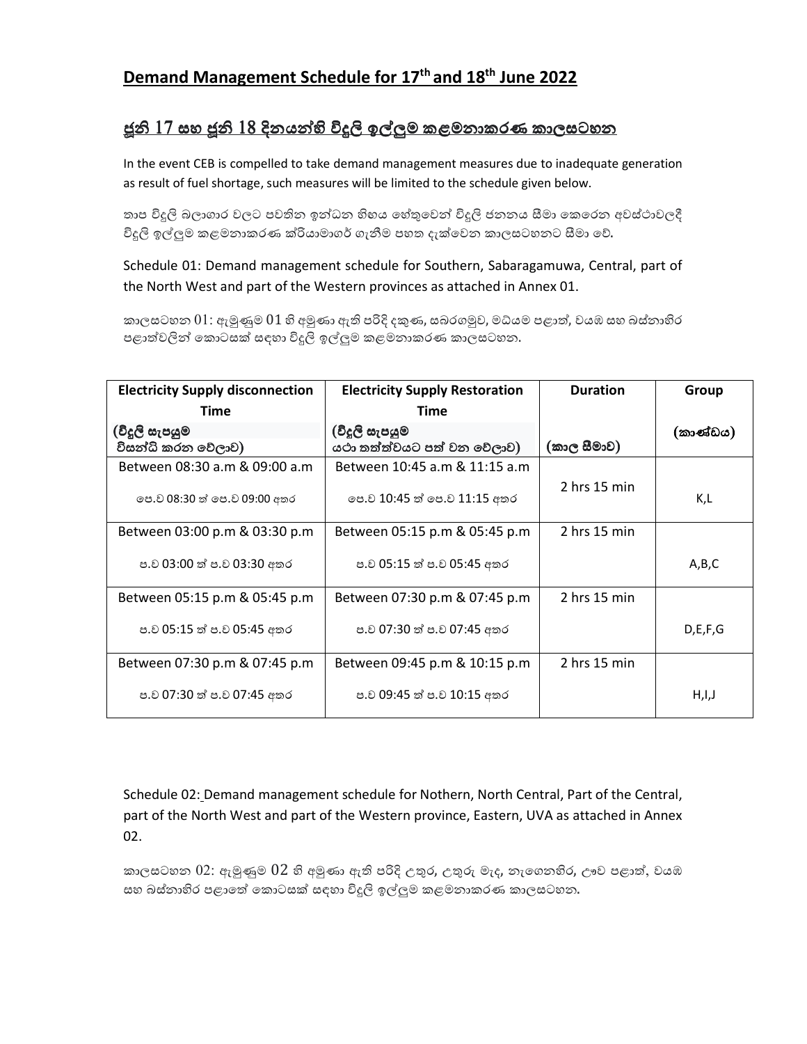## Demand Management Schedule for 17th and 18th June 2022

## ජූනි 17 සහ ජූනි 18 දිනයන්හි විදුලි ඉල්ලුම කළමනාකරණ කාලසටහන

In the event CEB is compelled to take demand management measures due to inadequate generation as result of fuel shortage, such measures will be limited to the schedule given below.

තාප විදුලි බලාගාර වලට පවතින ඉන්ධන හිඟය හේතුවෙන් විදුලි ජනනය සීමා කෙරෙන අවස්ථාවලදී විදුලි ඉල්ලුම කළමනාකරණ ක්‍රියාමාර්ග ගැනීම පහත දැක්වෙන කාලසටහනට සීමා වේ.

Schedule 01: Demand management schedule for Southern, Sabaragamuwa, Central, part of the North West and part of the Western provinces as attached in Annex 01.

කාලසටහන 01: ඇමුණුම 01 හි අමුණා ඇති පරිදි දකුණ, සබරගමුව, මධ්‍යම පළාත්, වයඹ සහ බස්නාහිර පළාත්වලින් කොටසක් සඳහා විදුලි ඉල්ලුම කළමනාකරණ කාලසටහන.

| Electricity Supply disconnection Time (විදුලි සැපයුම විසන්ධි කරන වේලාව) | Electricity Supply Restoration Time (විදුලි සැපයුම යථා තත්ත්වයට පත් වන වේලාව) | Duration (කාල සීමාව) | Group (කාණ්ඩය) |
|---|---|---|---|
| Between 08:30 a.m & 09:00 a.m<br>පෙ.ව 08:30 ත් පෙ.ව 09:00 අතර | Between 10:45 a.m & 11:15 a.m<br>පෙ.ව 10:45 ත් පෙ.ව 11:15 අතර | 2 hrs 15 min | K,L |
| Between 03:00 p.m & 03:30 p.m<br>ප.ව 03:00 ත් ප.ව 03:30 අතර | Between 05:15 p.m & 05:45 p.m<br>ප.ව 05:15 ත් ප.ව 05:45 අතර | 2 hrs 15 min | A,B,C |
| Between 05:15 p.m & 05:45 p.m<br>ප.ව 05:15 ත් ප.ව 05:45 අතර | Between 07:30 p.m & 07:45 p.m<br>ප.ව 07:30 ත් ප.ව 07:45 අතර | 2 hrs 15 min | D,E,F,G |
| Between 07:30 p.m & 07:45 p.m<br>ප.ව 07:30 ත් ප.ව 07:45 අතර | Between 09:45 p.m & 10:15 p.m<br>ප.ව 09:45 ත් ප.ව 10:15 අතර | 2 hrs 15 min | H,I,J |

Schedule 02: Demand management schedule for Nothern, North Central, Part of the Central, part of the North West and part of the Western province, Eastern, UVA as attached in Annex 02.

කාලසටහන 02: ඇමුණුම 02 හි අමුණා ඇති පරිදි උතුර, උතුරු මැද, නැගෙනහිර, ඌව පළාත්, වයඹ සහ බස්නාහිර පළාතේ කොටසක් සඳහා විදුලි ඉල්ලුම කළමනාකරණ කාලසටහන.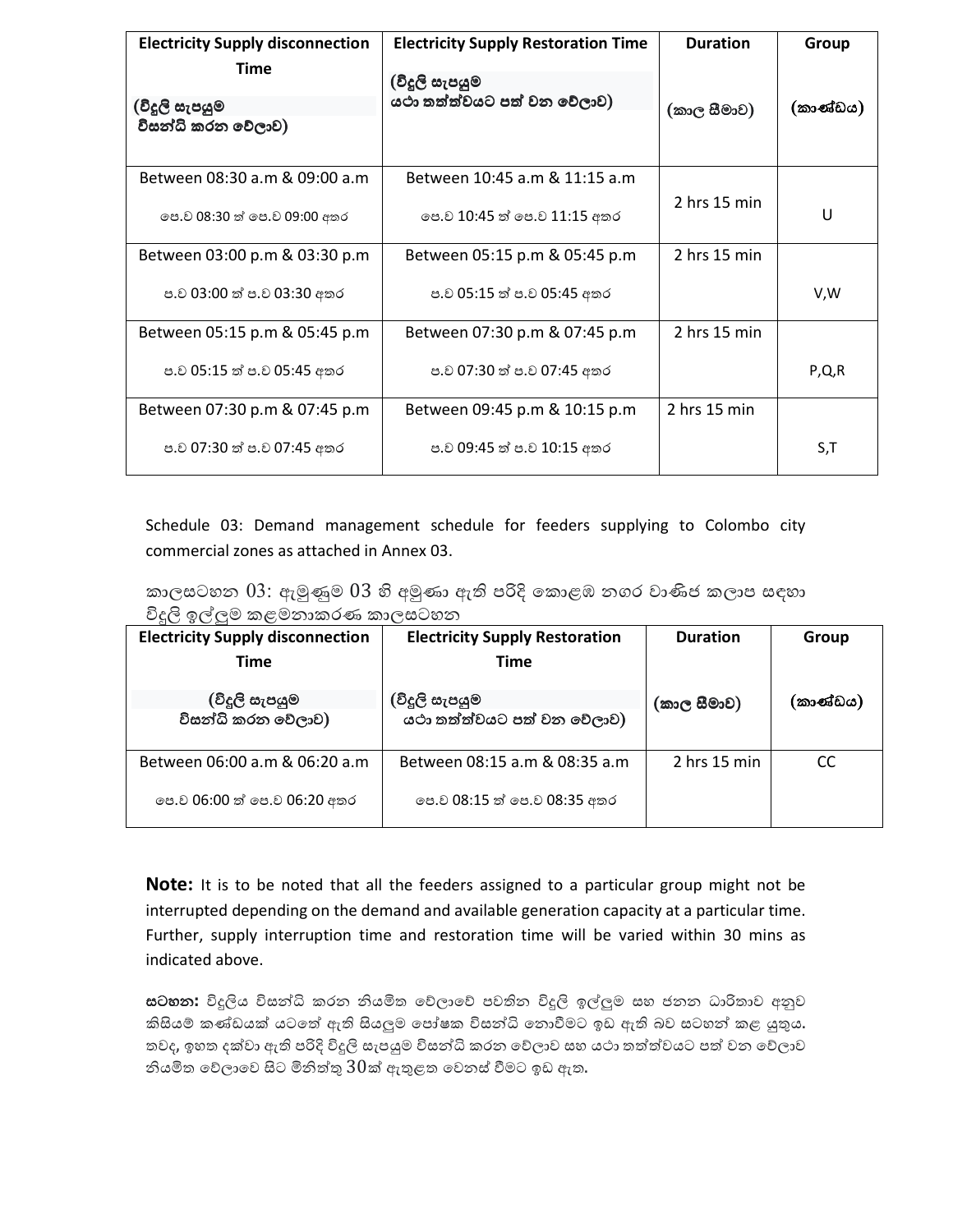| Electricity Supply disconnection Time (විදුලි සැපයුම විසන්ධි කරන වේලාව) | Electricity Supply Restoration Time (විදුලි සැපයුම යථා තත්ත්වයට පත් වන වේලාව) | Duration (කාල සීමාව) | Group (කාණ්ඩය) |
|---|---|---|---|
| Between 08:30 a.m & 09:00 a.m<br>පෙ.ව 08:30 ත් පෙ.ව 09:00 අතර | Between 10:45 a.m & 11:15 a.m<br>පෙ.ව 10:45 ත් පෙ.ව 11:15 අතර | 2 hrs 15 min | U |
| Between 03:00 p.m & 03:30 p.m<br>ප.ව 03:00 ත් ප.ව 03:30 අතර | Between 05:15 p.m & 05:45 p.m<br>ප.ව 05:15 ත් ප.ව 05:45 අතර | 2 hrs 15 min | V,W |
| Between 05:15 p.m & 05:45 p.m<br>ප.ව 05:15 ත් ප.ව 05:45 අතර | Between 07:30 p.m & 07:45 p.m<br>ප.ව 07:30 ත් ප.ව 07:45 අතර | 2 hrs 15 min | P,Q,R |
| Between 07:30 p.m & 07:45 p.m<br>ප.ව 07:30 ත් ප.ව 07:45 අතර | Between 09:45 p.m & 10:15 p.m<br>ප.ව 09:45 ත් ප.ව 10:15 අතර | 2 hrs 15 min | S,T |

Schedule 03: Demand management schedule for feeders supplying to Colombo city commercial zones as attached in Annex 03.

කාලසටහන 03: ඇමුණුම 03 හි අමුණා ඇති පරිදි කොළඹ නගර වාණිජ කලාප සඳහා විදුලි ඉල්ලුම කළමනාකරණ කාලසටහන

| Electricity Supply disconnection Time (විදුලි සැපයුම විසන්ධි කරන වේලාව) | Electricity Supply Restoration Time (විදුලි සැපයුම යථා තත්ත්වයට පත් වන වේලාව) | Duration (කාල සීමාව) | Group (කාණ්ඩය) |
|---|---|---|---|
| Between 06:00 a.m & 06:20 a.m<br>පෙ.ව 06:00 ත් පෙ.ව 06:20 අතර | Between 08:15 a.m & 08:35 a.m<br>පෙ.ව 08:15 ත් පෙ.ව 08:35 අතර | 2 hrs 15 min | CC |

**Note:** It is to be noted that all the feeders assigned to a particular group might not be interrupted depending on the demand and available generation capacity at a particular time. Further, supply interruption time and restoration time will be varied within 30 mins as indicated above.

**සටහන:** විදුලිය විසන්ධි කරන නියමිත වේලාවේ පවතින විදුලි ඉල්ලුම සහ ජනන ධාරිතාව අනුව කිසියම් කණ්ඩයක් යටතේ ඇති සියලුම පෝෂක විසන්ධි නොවීමට ඉඩ ඇති බව සටහන් කළ යුතුය. තවද, ඉහත දක්වා ඇති පරිදි විදුලි සැපයුම විසන්ධි කරන වේලාව සහ යථා තත්ත්වයට පත් වන වේලාව නියමිත වේලාවෙ සිට මිනිත්තු 30ක් ඇතුළත වෙනස් වීමට ඉඩ ඇත.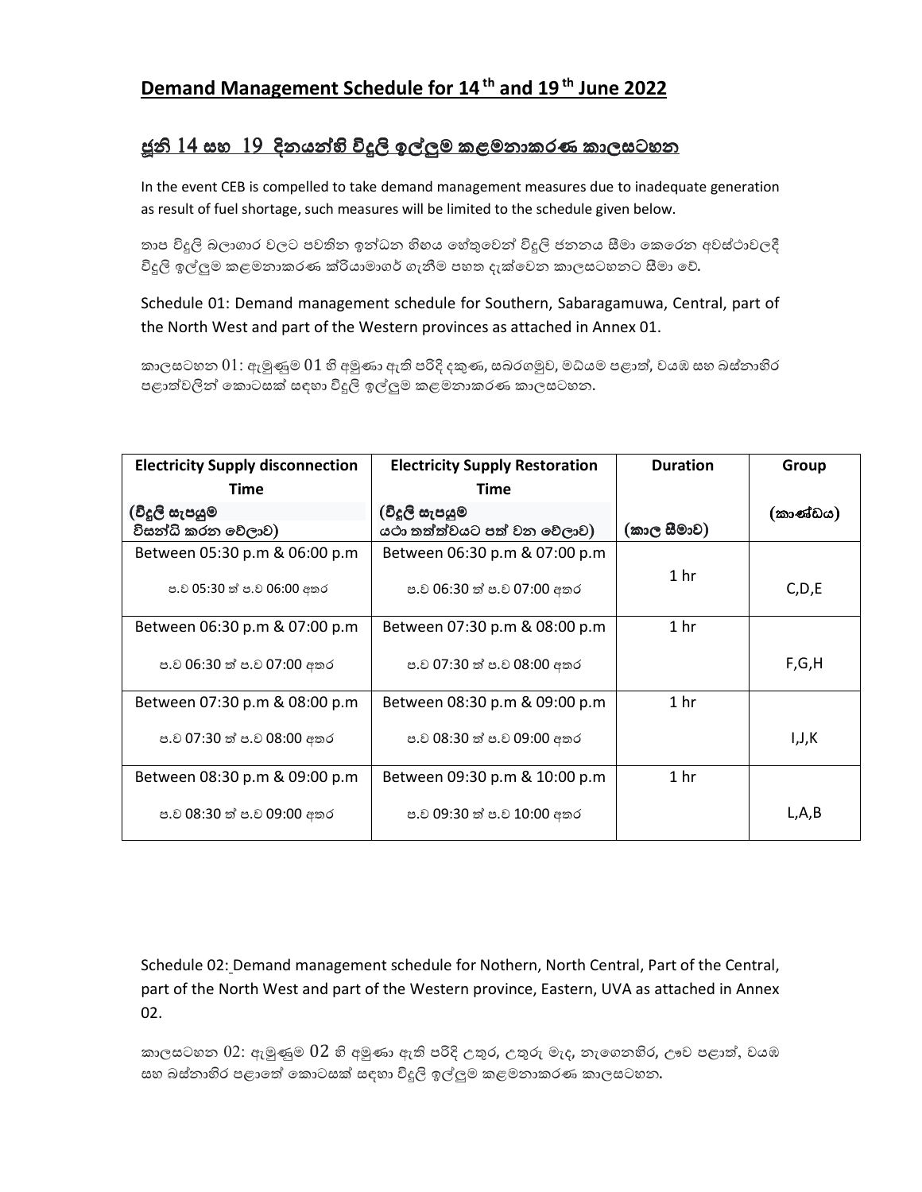## Demand Management Schedule for 14 th and 19 th June 2022

## ජූනි 14 සහ 19 දිනයන්හි විදුලි ඉල්ලුම කළමනාකරණ කාලසටහන

In the event CEB is compelled to take demand management measures due to inadequate generation as result of fuel shortage, such measures will be limited to the schedule given below.

තාප විදුලි බලාගාර වලට පවතින ඉන්ධන හිඟය හේතුවෙන් විදුලි ජනනය සීමා කෙරෙන අවස්ථාවලදී විදුලි ඉල්ලුම කළමනාකරණ ක්‍රියාමාර්ග ගැනීම පහත දැක්වෙන කාලසටහනට සීමා වේ.

Schedule 01: Demand management schedule for Southern, Sabaragamuwa, Central, part of the North West and part of the Western provinces as attached in Annex 01.

කාලසටහන 01: ඇමුණුම 01 හි අමුණා ඇති පරිදි දකුණ, සබරගමුව, මධ්‍යම පළාත්, වයඹ සහ බස්නාහිර පළාත්වලින් කොටසක් සඳහා විදුලි ඉල්ලුම කළමනාකරණ කාලසටහන.

| Electricity Supply disconnection Time (විදුලි සැපයුම විසන්ධි කරන වේලාව) | Electricity Supply Restoration Time (විදුලි සැපයුම යථා තත්ත්වයට පත් වන වේලාව) | Duration (කාල සීමාව) | Group (කාණ්ඩය) |
|---|---|---|---|
| Between 05:30 p.m & 06:00 p.m<br>ප.ව 05:30 ත් ප.ව 06:00 අතර | Between 06:30 p.m & 07:00 p.m<br>ප.ව 06:30 ත් ප.ව 07:00 අතර | 1 hr | C,D,E |
| Between 06:30 p.m & 07:00 p.m<br>ප.ව 06:30 ත් ප.ව 07:00 අතර | Between 07:30 p.m & 08:00 p.m<br>ප.ව 07:30 ත් ප.ව 08:00 අතර | 1 hr | F,G,H |
| Between 07:30 p.m & 08:00 p.m<br>ප.ව 07:30 ත් ප.ව 08:00 අතර | Between 08:30 p.m & 09:00 p.m<br>ප.ව 08:30 ත් ප.ව 09:00 අතර | 1 hr | I,J,K |
| Between 08:30 p.m & 09:00 p.m<br>ප.ව 08:30 ත් ප.ව 09:00 අතර | Between 09:30 p.m & 10:00 p.m<br>ප.ව 09:30 ත් ප.ව 10:00 අතර | 1 hr | L,A,B |

Schedule 02: Demand management schedule for Nothern, North Central, Part of the Central, part of the North West and part of the Western province, Eastern, UVA as attached in Annex 02.

කාලසටහන 02: ඇමුණුම 02 හි අමුණා ඇති පරිදි උතුර, උතුරු මැද, නැගෙනහිර, ඌව පළාත්, වයඹ සහ බස්නාහිර පළාතේ කොටසක් සඳහා විදුලි ඉල්ලුම කළමනාකරණ කාලසටහන.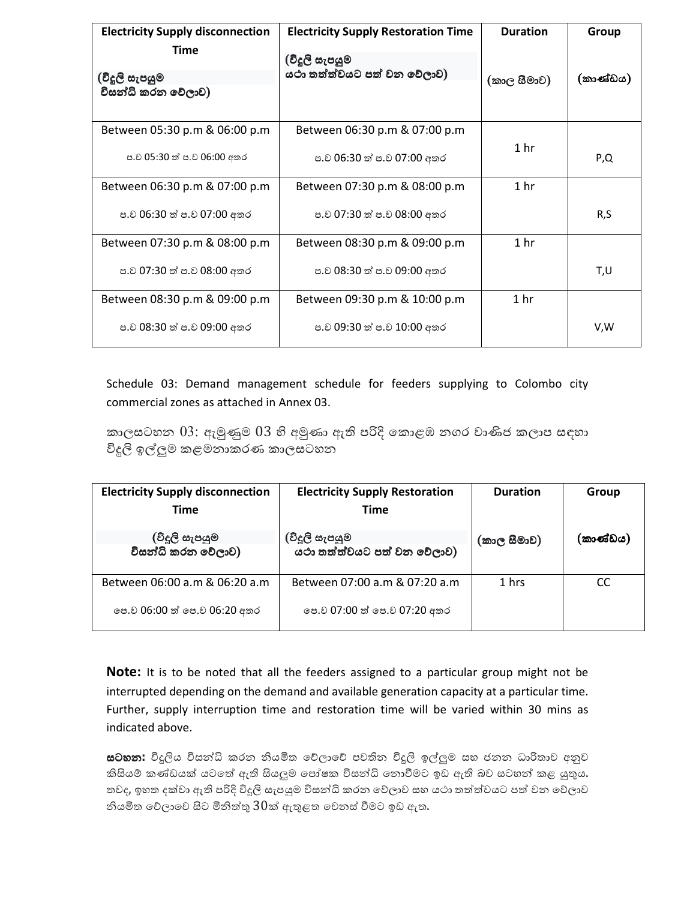| Electricity Supply disconnection Time (විදුලි සැපයුම විසන්ධි කරන වේලාව) | Electricity Supply Restoration Time (විදුලි සැපයුම යථා තත්ත්වයට පත් වන වේලාව) | Duration (කාල සීමාව) | Group (කාණ්ඩය) |
|---|---|---|---|
| Between 05:30 p.m & 06:00 p.m<br>ප.ව 05:30 ත් ප.ව 06:00 අතර | Between 06:30 p.m & 07:00 p.m<br>ප.ව 06:30 ත් ප.ව 07:00 අතර | 1 hr | P,Q |
| Between 06:30 p.m & 07:00 p.m<br>ප.ව 06:30 ත් ප.ව 07:00 අතර | Between 07:30 p.m & 08:00 p.m<br>ප.ව 07:30 ත් ප.ව 08:00 අතර | 1 hr | R,S |
| Between 07:30 p.m & 08:00 p.m<br>ප.ව 07:30 ත් ප.ව 08:00 අතර | Between 08:30 p.m & 09:00 p.m<br>ප.ව 08:30 ත් ප.ව 09:00 අතර | 1 hr | T,U |
| Between 08:30 p.m & 09:00 p.m<br>ප.ව 08:30 ත් ප.ව 09:00 අතර | Between 09:30 p.m & 10:00 p.m<br>ප.ව 09:30 ත් ප.ව 10:00 අතර | 1 hr | V,W |

Schedule 03: Demand management schedule for feeders supplying to Colombo city commercial zones as attached in Annex 03.

කාලසටහන 03: ඇමුණුම 03 හි අමුණා ඇති පරිදි කොළඹ නගර වාණිජ කලාප සඳහා විදුලි ඉල්ලුම කළමනාකරණ කාලසටහන

| Electricity Supply disconnection Time (විදුලි සැපයුම විසන්ධි කරන වේලාව) | Electricity Supply Restoration Time (විදුලි සැපයුම යථා තත්ත්වයට පත් වන වේලාව) | Duration (කාල සීමාව) | Group (කාණ්ඩය) |
|---|---|---|---|
| Between 06:00 a.m & 06:20 a.m<br>පෙ.ව 06:00 ත් පෙ.ව 06:20 අතර | Between 07:00 a.m & 07:20 a.m<br>පෙ.ව 07:00 ත් පෙ.ව 07:20 අතර | 1 hrs | CC |

**Note:** It is to be noted that all the feeders assigned to a particular group might not be interrupted depending on the demand and available generation capacity at a particular time. Further, supply interruption time and restoration time will be varied within 30 mins as indicated above.

**සටහන:** විදුලිය විසන්ධි කරන නියමිත වේලාවේ පවතින විදුලි ඉල්ලුම සහ ජනන ධාරිතාව අනුව කිසියම් කණ්ඩයක් යටතේ ඇති සියලුම පෝෂක විසන්ධි නොවීමට ඉඩ ඇති බව සටහන් කළ යුතුය. තවද, ඉහත දක්වා ඇති පරිදි විදුලි සැපයුම විසන්ධි කරන වේලාව සහ යථා තත්ත්වයට පත් වන වේලාව නියමිත වේලාවෙ සිට මිනිත්තු 30ක් ඇතුළත වෙනස් වීමට ඉඩ ඇත.